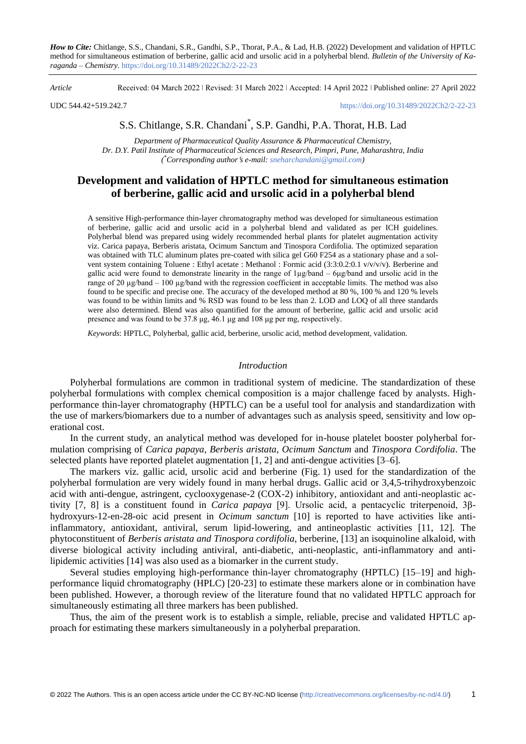*How to Cite:* Chitlange, S.S., Chandani, S.R., Gandhi, S.P., Thorat, P.A., & Lad, H.B. (2022) Development and validation of HPTLC method for simultaneous estimation of berberine, gallic acid and ursolic acid in a polyherbal blend. *Bulletin of the University of Karaganda – Chemistry*. https://doi.org/10.31489/2022Ch2/2-22-23

*Article* Received: 04 March 2022 ǀ Revised: 31 March 2022 ǀ Accepted: 14 April 2022 ǀ Published online: 27 April 2022

UDC 544.42+519.242.7 https://doi.org/10.31489/2022Ch2/2-22-23

S.S. Chitlange, S.R. Chandani*, S.P. Gandhi, P.A. Thorat, H.B. Lad

*Department of Pharmaceutical Quality Assurance & Pharmaceutical Chemistry, Dr. D.Y. Patil Institute of Pharmaceutical Sciences and Research, Pimpri, Pune, Maharashtra, India (*Corresponding author's e-mail: sneharchandani@gmail.com)*

# Development and validation of HPTLC method for simultaneous estimation of berberine, gallic acid and ursolic acid in a polyherbal blend

A sensitive High-performance thin-layer chromatography method was developed for simultaneous estimation of berberine, gallic acid and ursolic acid in a polyherbal blend and validated as per ICH guidelines. Polyherbal blend was prepared using widely recommended herbal plants for platelet augmentation activity viz. Carica papaya, Berberis aristata, Ocimum Sanctum and Tinospora Cordifolia. The optimized separation was obtained with TLC aluminum plates pre-coated with silica gel G60 F254 as a stationary phase and a solvent system containing Toluene : Ethyl acetate : Methanol : Formic acid (3:3:0.2:0.1 v/v/v/v). Berberine and gallic acid were found to demonstrate linearity in the range of 1μg/band – 6μg/band and ursolic acid in the range of 20 μg/band – 100 μg/band with the regression coefficient in acceptable limits. The method was also found to be specific and precise one. The accuracy of the developed method at 80 %, 100 % and 120 % levels was found to be within limits and % RSD was found to be less than 2. LOD and LOQ of all three standards were also determined. Blend was also quantified for the amount of berberine, gallic acid and ursolic acid presence and was found to be 37.8 μg, 46.1 μg and 108 μg per mg, respectively.

*Keywords*: HPTLC, Polyherbal, gallic acid, berberine, ursolic acid, method development, validation.

## *Introduction*

Polyherbal formulations are common in traditional system of medicine. The standardization of these polyherbal formulations with complex chemical composition is a major challenge faced by analysts. High-performance thin-layer chromatography (HPTLC) can be a useful tool for analysis and standardization with the use of markers/biomarkers due to a number of advantages such as analysis speed, sensitivity and low operational cost.

In the current study, an analytical method was developed for in-house platelet booster polyherbal formulation comprising of *Carica papaya*, *Berberis aristata*, *Ocimum Sanctum* and *Tinospora Cordifolia*. The selected plants have reported platelet augmentation [1, 2] and anti-dengue activities [3–6].

The markers viz. gallic acid, ursolic acid and berberine (Fig. 1) used for the standardization of the polyherbal formulation are very widely found in many herbal drugs. Gallic acid or 3,4,5-trihydroxybenzoic acid with anti-dengue, astringent, cyclooxygenase-2 (COX-2) inhibitory, antioxidant and anti-neoplastic activity [7, 8] is a constituent found in *Carica papaya* [9]. Ursolic acid, a pentacyclic triterpenoid, 3β-hydroxyurs-12-en-28-oic acid present in *Ocimum sanctum* [10] is reported to have activities like anti-inflammatory, antioxidant, antiviral, serum lipid-lowering, and antineoplastic activities [11, 12]. The phytoconstituent of *Berberis aristata and Tinospora cordifolia,* berberine, [13] an isoquinoline alkaloid, with diverse biological activity including antiviral, anti-diabetic, anti-neoplastic, anti-inflammatory and anti-lipidemic activities [14] was also used as a biomarker in the current study.

Several studies employing high-performance thin-layer chromatography (HPTLC) [15–19] and high-performance liquid chromatography (HPLC) [20-23] to estimate these markers alone or in combination have been published. However, a thorough review of the literature found that no validated HPTLC approach for simultaneously estimating all three markers has been published.

Thus, the aim of the present work is to establish a simple, reliable, precise and validated HPTLC approach for estimating these markers simultaneously in a polyherbal preparation.

© 2022 The Authors. This is an open access article under the CC BY-NC-ND license (http://creativecommons.org/licenses/by-nc-nd/4.0/)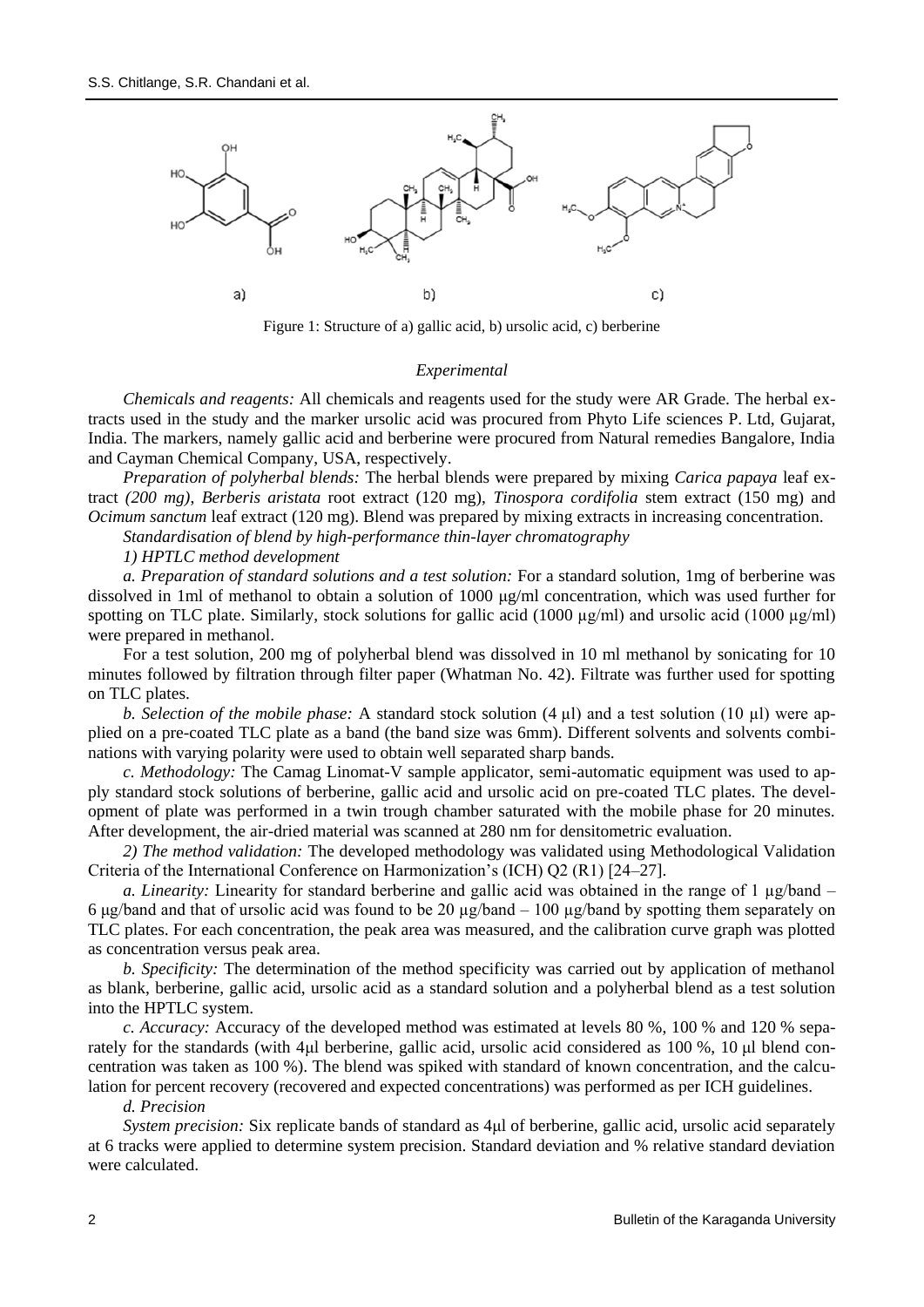Figure 1: Structure of a) gallic acid, b) ursolic acid, c) berberine

## Experimental

*Chemicals and reagents:* All chemicals and reagents used for the study were AR Grade. The herbal extracts used in the study and the marker ursolic acid was procured from Phyto Life sciences P. Ltd, Gujarat, India. The markers, namely gallic acid and berberine were procured from Natural remedies Bangalore, India and Cayman Chemical Company, USA, respectively.

*Preparation of polyherbal blends:* The herbal blends were prepared by mixing *Carica papaya* leaf extract *(200 mg)*, *Berberis aristata* root extract (120 mg), *Tinospora cordifolia* stem extract (150 mg) and *Ocimum sanctum* leaf extract (120 mg). Blend was prepared by mixing extracts in increasing concentration.

*Standardisation of blend by high-performance thin-layer chromatography*

*1) HPTLC method development*

*a. Preparation of standard solutions and a test solution:* For a standard solution, 1mg of berberine was dissolved in 1ml of methanol to obtain a solution of 1000 μg/ml concentration, which was used further for spotting on TLC plate. Similarly, stock solutions for gallic acid (1000 μg/ml) and ursolic acid (1000 μg/ml) were prepared in methanol.

For a test solution, 200 mg of polyherbal blend was dissolved in 10 ml methanol by sonicating for 10 minutes followed by filtration through filter paper (Whatman No. 42). Filtrate was further used for spotting on TLC plates.

*b. Selection of the mobile phase:* A standard stock solution (4 μl) and a test solution (10 μl) were applied on a pre-coated TLC plate as a band (the band size was 6mm). Different solvents and solvents combinations with varying polarity were used to obtain well separated sharp bands.

*c. Methodology:* The Camag Linomat-V sample applicator, semi-automatic equipment was used to apply standard stock solutions of berberine, gallic acid and ursolic acid on pre-coated TLC plates. The development of plate was performed in a twin trough chamber saturated with the mobile phase for 20 minutes. After development, the air-dried material was scanned at 280 nm for densitometric evaluation.

*2) The method validation:* The developed methodology was validated using Methodological Validation Criteria of the International Conference on Harmonization's (ICH) Q2 (R1) [24–27].

*a. Linearity:* Linearity for standard berberine and gallic acid was obtained in the range of 1 μg/band – 6 μg/band and that of ursolic acid was found to be 20 μg/band – 100 μg/band by spotting them separately on TLC plates. For each concentration, the peak area was measured, and the calibration curve graph was plotted as concentration versus peak area.

*b. Specificity:* The determination of the method specificity was carried out by application of methanol as blank, berberine, gallic acid, ursolic acid as a standard solution and a polyherbal blend as a test solution into the HPTLC system.

*c. Accuracy:* Accuracy of the developed method was estimated at levels 80 %, 100 % and 120 % separately for the standards (with 4μl berberine, gallic acid, ursolic acid considered as 100 %, 10 μl blend concentration was taken as 100 %). The blend was spiked with standard of known concentration, and the calculation for percent recovery (recovered and expected concentrations) was performed as per ICH guidelines.

*d. Precision*

*System precision:* Six replicate bands of standard as 4μl of berberine, gallic acid, ursolic acid separately at 6 tracks were applied to determine system precision. Standard deviation and % relative standard deviation were calculated.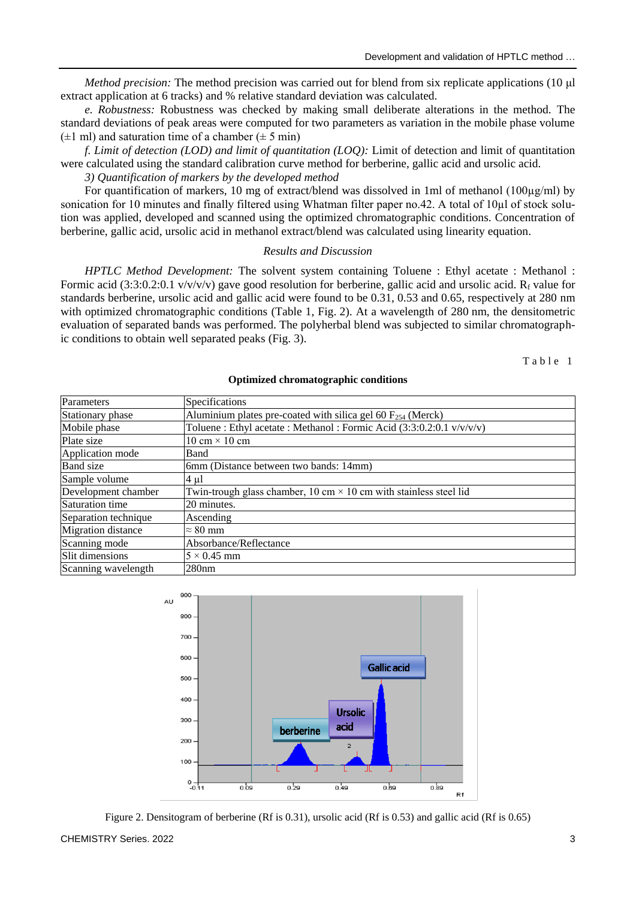*Method precision:* The method precision was carried out for blend from six replicate applications (10 µl extract application at 6 tracks) and % relative standard deviation was calculated.

*e. Robustness:* Robustness was checked by making small deliberate alterations in the method. The standard deviations of peak areas were computed for two parameters as variation in the mobile phase volume (±1 ml) and saturation time of a chamber (± 5 min)

*f. Limit of detection (LOD) and limit of quantitation (LOQ):* Limit of detection and limit of quantitation were calculated using the standard calibration curve method for berberine, gallic acid and ursolic acid.

*3) Quantification of markers by the developed method*

For quantification of markers, 10 mg of extract/blend was dissolved in 1ml of methanol (100µg/ml) by sonication for 10 minutes and finally filtered using Whatman filter paper no.42. A total of 10µl of stock solution was applied, developed and scanned using the optimized chromatographic conditions. Concentration of berberine, gallic acid, ursolic acid in methanol extract/blend was calculated using linearity equation.

## *Results and Discussion*

*HPTLC Method Development:* The solvent system containing Toluene : Ethyl acetate : Methanol : Formic acid (3:3:0.2:0.1 v/v/v/v) gave good resolution for berberine, gallic acid and ursolic acid. $R_f$ value for standards berberine, ursolic acid and gallic acid were found to be 0.31, 0.53 and 0.65, respectively at 280 nm with optimized chromatographic conditions (Table 1, Fig. 2). At a wavelength of 280 nm, the densitometric evaluation of separated bands was performed. The polyherbal blend was subjected to similar chromatographic conditions to obtain well separated peaks (Fig. 3).

Table 1

**Optimized chromatographic conditions**

| Parameters | Specifications |
|---|---|
| Stationary phase | Aluminium plates pre-coated with silica gel 60 $F_{254}$ (Merck) |
| Mobile phase | Toluene : Ethyl acetate : Methanol : Formic Acid (3:3:0.2:0.1 v/v/v/v) |
| Plate size | 10 cm × 10 cm |
| Application mode | Band |
| Band size | 6mm (Distance between two bands: 14mm) |
| Sample volume | 4 µl |
| Development chamber | Twin-trough glass chamber, 10 cm × 10 cm with stainless steel lid |
| Saturation time | 20 minutes. |
| Separation technique | Ascending |
| Migration distance | ≈ 80 mm |
| Scanning mode | Absorbance/Reflectance |
| Slit dimensions | 5 × 0.45 mm |
| Scanning wavelength | 280nm |

Figure 2. Densitogram of berberine (Rf is 0.31), ursolic acid (Rf is 0.53) and gallic acid (Rf is 0.65)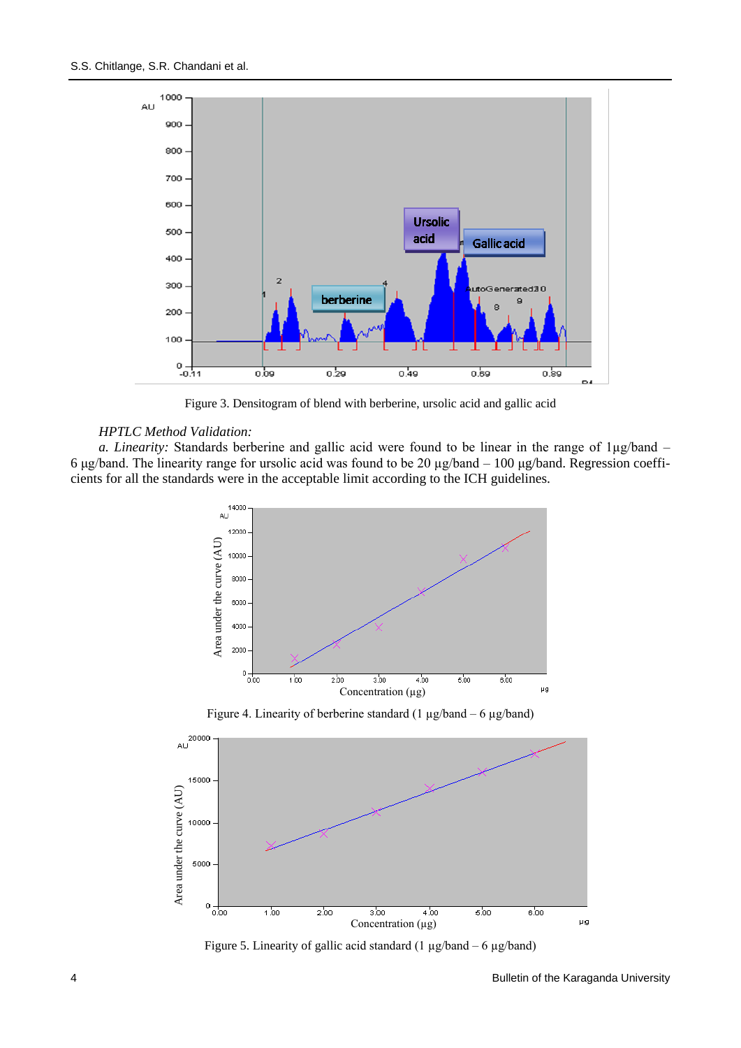Figure 3. Densitogram of blend with berberine, ursolic acid and gallic acid

*HPTLC Method Validation:*

*a. Linearity:* Standards berberine and gallic acid were found to be linear in the range of 1µg/band – 6 µg/band. The linearity range for ursolic acid was found to be 20 µg/band – 100 µg/band. Regression coefficients for all the standards were in the acceptable limit according to the ICH guidelines.

Figure 4. Linearity of berberine standard (1 µg/band – 6 µg/band)

Figure 5. Linearity of gallic acid standard (1 µg/band – 6 µg/band)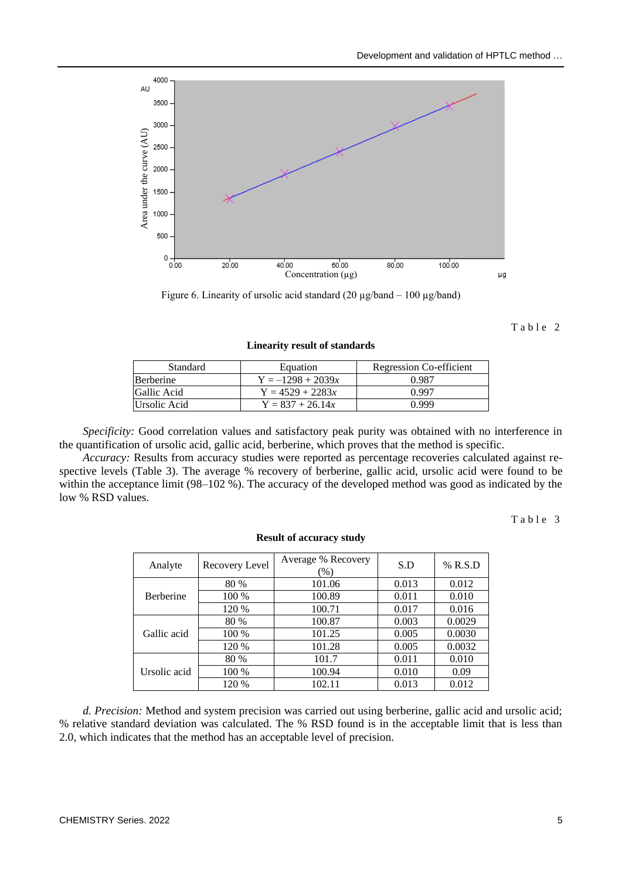Figure 6. Linearity of ursolic acid standard (20 µg/band – 100 µg/band)

Table 2

**Linearity result of standards**

| Standard | Equation | Regression Co-efficient |
|---|---|---|
| Berberine | $Y = -1298 + 2039x$ | 0.987 |
| Gallic Acid | $Y = 4529 + 2283x$ | 0.997 |
| Ursolic Acid | $Y = 837 + 26.14x$ | 0.999 |

*Specificity:* Good correlation values and satisfactory peak purity was obtained with no interference in the quantification of ursolic acid, gallic acid, berberine, which proves that the method is specific.

*Accuracy:* Results from accuracy studies were reported as percentage recoveries calculated against respective levels (Table 3). The average % recovery of berberine, gallic acid, ursolic acid were found to be within the acceptance limit (98–102 %). The accuracy of the developed method was good as indicated by the low % RSD values.

Table 3

**Result of accuracy study**

| Analyte | Recovery Level | Average % Recovery (%) | S.D | % R.S.D |
|---|---|---|---|---|
| Berberine | 80 % | 101.06 | 0.013 | 0.012 |
| | 100 % | 100.89 | 0.011 | 0.010 |
| | 120 % | 100.71 | 0.017 | 0.016 |
| Gallic acid | 80 % | 100.87 | 0.003 | 0.0029 |
| | 100 % | 101.25 | 0.005 | 0.0030 |
| | 120 % | 101.28 | 0.005 | 0.0032 |
| Ursolic acid | 80 % | 101.7 | 0.011 | 0.010 |
| | 100 % | 100.94 | 0.010 | 0.09 |
| | 120 % | 102.11 | 0.013 | 0.012 |

*d. Precision:* Method and system precision was carried out using berberine, gallic acid and ursolic acid; % relative standard deviation was calculated. The % RSD found is in the acceptable limit that is less than 2.0, which indicates that the method has an acceptable level of precision.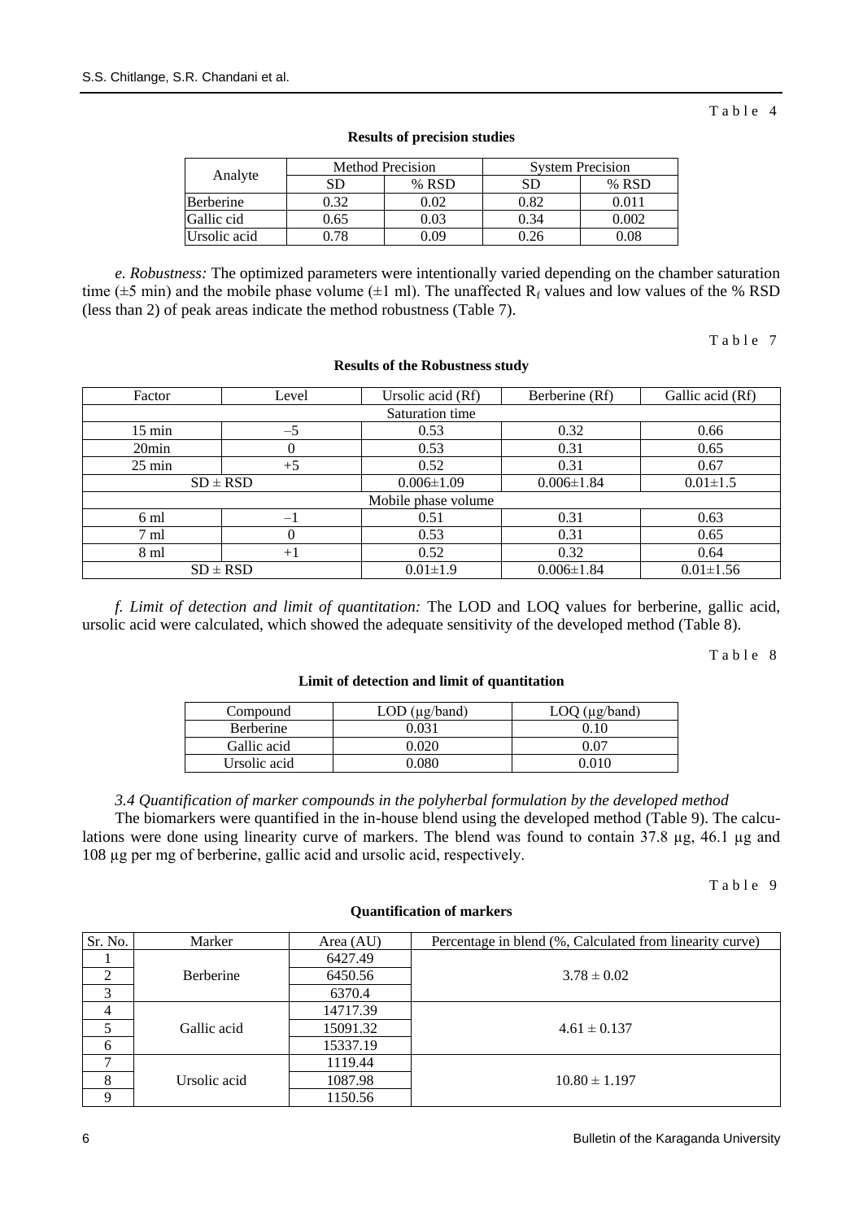Table 4

**Results of precision studies**

| Analyte | Method Precision | | System Precision | |
|---|---|---|---|---|
| | SD | % RSD | SD | % RSD |
| Berberine | 0.32 | 0.02 | 0.82 | 0.011 |
| Gallic cid | 0.65 | 0.03 | 0.34 | 0.002 |
| Ursolic acid | 0.78 | 0.09 | 0.26 | 0.08 |

*e. Robustness:* The optimized parameters were intentionally varied depending on the chamber saturation time (±5 min) and the mobile phase volume (±1 ml). The unaffected $R_f$ values and low values of the % RSD (less than 2) of peak areas indicate the method robustness (Table 7).

Table 7

**Results of the Robustness study**

| Factor | Level | Ursolic acid (Rf) | Berberine (Rf) | Gallic acid (Rf) |
|---|---|---|---|---|
| Saturation time | | | | |
| 15 min | –5 | 0.53 | 0.32 | 0.66 |
| 20min | 0 | 0.53 | 0.31 | 0.65 |
| 25 min | +5 | 0.52 | 0.31 | 0.67 |
| SD ± RSD | | 0.006±1.09 | 0.006±1.84 | 0.01±1.5 |
| Mobile phase volume | | | | |
| 6 ml | –1 | 0.51 | 0.31 | 0.63 |
| 7 ml | 0 | 0.53 | 0.31 | 0.65 |
| 8 ml | +1 | 0.52 | 0.32 | 0.64 |
| SD ± RSD | | 0.01±1.9 | 0.006±1.84 | 0.01±1.56 |

*f. Limit of detection and limit of quantitation:* The LOD and LOQ values for berberine, gallic acid, ursolic acid were calculated, which showed the adequate sensitivity of the developed method (Table 8).

Table 8

**Limit of detection and limit of quantitation**

| Compound | LOD (μg/band) | LOQ (μg/band) |
|---|---|---|
| Berberine | 0.031 | 0.10 |
| Gallic acid | 0.020 | 0.07 |
| Ursolic acid | 0.080 | 0.010 |

*3.4 Quantification of marker compounds in the polyherbal formulation by the developed method*

The biomarkers were quantified in the in-house blend using the developed method (Table 9). The calculations were done using linearity curve of markers. The blend was found to contain 37.8 μg, 46.1 μg and 108 μg per mg of berberine, gallic acid and ursolic acid, respectively.

Table 9

**Quantification of markers**

| Sr. No. | Marker | Area (AU) | Percentage in blend (%, Calculated from linearity curve) |
|---|---|---|---|
| 1 | Berberine | 6427.49 | 3.78 ± 0.02 |
| 2 | | 6450.56 | |
| 3 | | 6370.4 | |
| 4 | Gallic acid | 14717.39 | 4.61 ± 0.137 |
| 5 | | 15091.32 | |
| 6 | | 15337.19 | |
| 7 | Ursolic acid | 1119.44 | 10.80 ± 1.197 |
| 8 | | 1087.98 | |
| 9 | | 1150.56 | |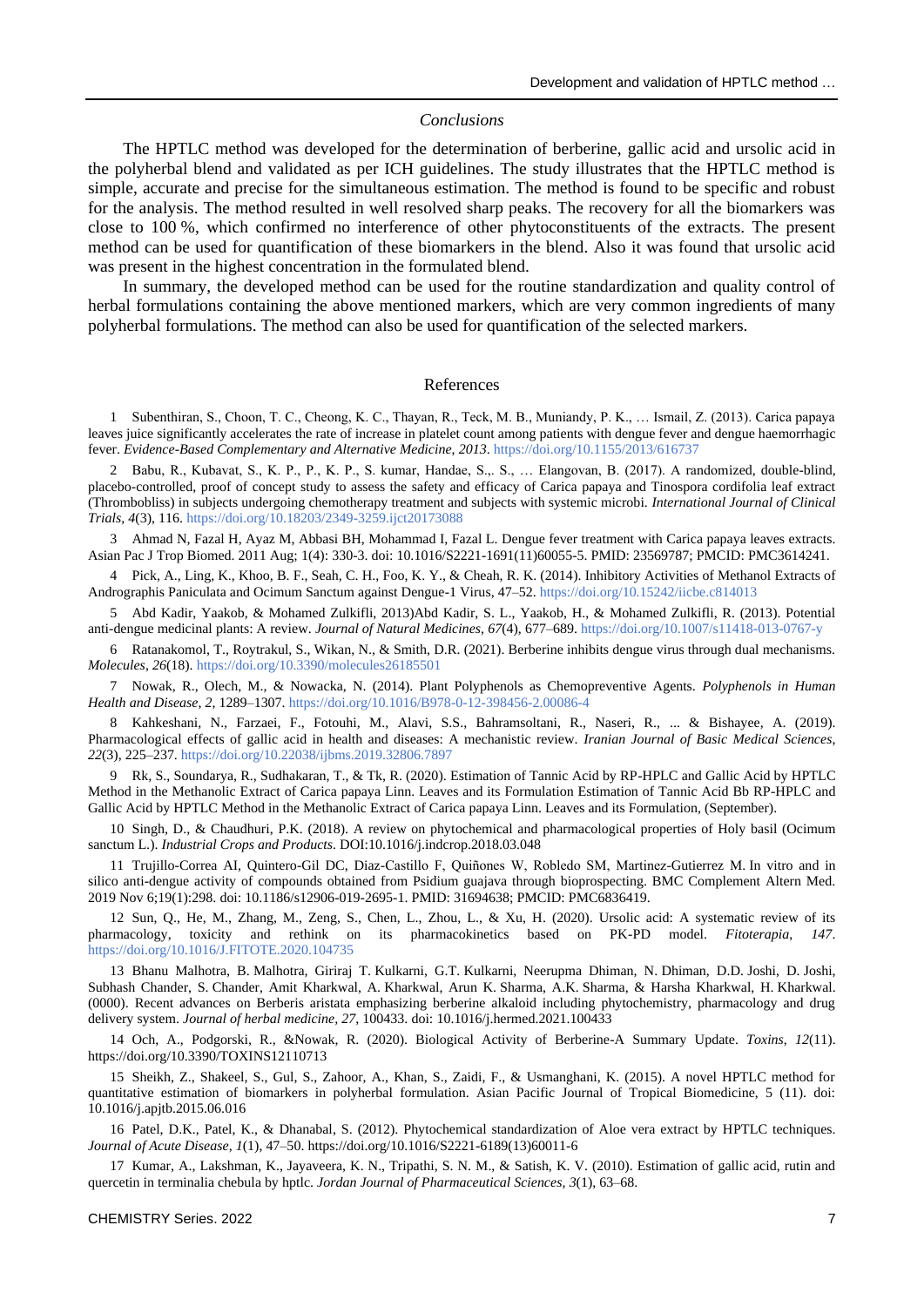## *Conclusions*

The HPTLC method was developed for the determination of berberine, gallic acid and ursolic acid in the polyherbal blend and validated as per ICH guidelines. The study illustrates that the HPTLC method is simple, accurate and precise for the simultaneous estimation. The method is found to be specific and robust for the analysis. The method resulted in well resolved sharp peaks. The recovery for all the biomarkers was close to 100 %, which confirmed no interference of other phytoconstituents of the extracts. The present method can be used for quantification of these biomarkers in the blend. Also it was found that ursolic acid was present in the highest concentration in the formulated blend.

In summary, the developed method can be used for the routine standardization and quality control of herbal formulations containing the above mentioned markers, which are very common ingredients of many polyherbal formulations. The method can also be used for quantification of the selected markers.

## References

1 Subenthiran, S., Choon, T. C., Cheong, K. C., Thayan, R., Teck, M. B., Muniandy, P. K., … Ismail, Z. (2013). Carica papaya leaves juice significantly accelerates the rate of increase in platelet count among patients with dengue fever and dengue haemorrhagic fever. *Evidence-Based Complementary and Alternative Medicine, 2013*. https://doi.org/10.1155/2013/616737

2 Babu, R., Kubavat, S., K. P., P., K. P., S. kumar, Handae, S.,. S., … Elangovan, B. (2017). A randomized, double-blind, placebo-controlled, proof of concept study to assess the safety and efficacy of Carica papaya and Tinospora cordifolia leaf extract (Thrombobliss) in subjects undergoing chemotherapy treatment and subjects with systemic microbi. *International Journal of Clinical Trials*, *4*(3), 116. https://doi.org/10.18203/2349-3259.ijct20173088

3 Ahmad N, Fazal H, Ayaz M, Abbasi BH, Mohammad I, Fazal L. Dengue fever treatment with Carica papaya leaves extracts. Asian Pac J Trop Biomed. 2011 Aug; 1(4): 330-3. doi: 10.1016/S2221-1691(11)60055-5. PMID: 23569787; PMCID: PMC3614241.

4 Pick, A., Ling, K., Khoo, B. F., Seah, C. H., Foo, K. Y., & Cheah, R. K. (2014). Inhibitory Activities of Methanol Extracts of Andrographis Paniculata and Ocimum Sanctum against Dengue-1 Virus, 47–52. https://doi.org/10.15242/iicbe.c814013

5 Abd Kadir, Yaakob, & Mohamed Zulkifli, 2013)Abd Kadir, S. L., Yaakob, H., & Mohamed Zulkifli, R. (2013). Potential anti-dengue medicinal plants: A review. *Journal of Natural Medicines*, *67*(4), 677–689. https://doi.org/10.1007/s11418-013-0767-y

6 Ratanakomol, T., Roytrakul, S., Wikan, N., & Smith, D.R. (2021). Berberine inhibits dengue virus through dual mechanisms. *Molecules*, *26*(18). https://doi.org/10.3390/molecules26185501

7 Nowak, R., Olech, M., & Nowacka, N. (2014). Plant Polyphenols as Chemopreventive Agents. *Polyphenols in Human Health and Disease*, *2*, 1289–1307. https://doi.org/10.1016/B978-0-12-398456-2.00086-4

8 Kahkeshani, N., Farzaei, F., Fotouhi, M., Alavi, S.S., Bahramsoltani, R., Naseri, R., ... & Bishayee, A. (2019). Pharmacological effects of gallic acid in health and diseases: A mechanistic review. *Iranian Journal of Basic Medical Sciences*, *22*(3), 225–237. https://doi.org/10.22038/ijbms.2019.32806.7897

9 Rk, S., Soundarya, R., Sudhakaran, T., & Tk, R. (2020). Estimation of Tannic Acid by RP-HPLC and Gallic Acid by HPTLC Method in the Methanolic Extract of Carica papaya Linn. Leaves and its Formulation Estimation of Tannic Acid Bb RP-HPLC and Gallic Acid by HPTLC Method in the Methanolic Extract of Carica papaya Linn. Leaves and its Formulation, (September).

10 Singh, D., & Chaudhuri, P.K. (2018). A review on phytochemical and pharmacological properties of Holy basil (Ocimum sanctum L.). *Industrial Crops and Products*. DOI:10.1016/j.indcrop.2018.03.048

11 Trujillo-Correa AI, Quintero-Gil DC, Diaz-Castillo F, Quiñones W, Robledo SM, Martinez-Gutierrez M. In vitro and in silico anti-dengue activity of compounds obtained from Psidium guajava through bioprospecting. BMC Complement Altern Med. 2019 Nov 6;19(1):298. doi: 10.1186/s12906-019-2695-1. PMID: 31694638; PMCID: PMC6836419.

12 Sun, Q., He, M., Zhang, M., Zeng, S., Chen, L., Zhou, L., & Xu, H. (2020). Ursolic acid: A systematic review of its pharmacology, toxicity and rethink on its pharmacokinetics based on PK-PD model. *Fitoterapia*, *147*. https://doi.org/10.1016/J.FITOTE.2020.104735

13 Bhanu Malhotra, B. Malhotra, Giriraj T. Kulkarni, G.T. Kulkarni, Neerupma Dhiman, N. Dhiman, D.D. Joshi, D. Joshi, Subhash Chander, S. Chander, Amit Kharkwal, A. Kharkwal, Arun K. Sharma, A.K. Sharma, & Harsha Kharkwal, H. Kharkwal. (0000). Recent advances on Berberis aristata emphasizing berberine alkaloid including phytochemistry, pharmacology and drug delivery system. *Journal of herbal medicine*, *27*, 100433. doi: 10.1016/j.hermed.2021.100433

14 Och, A., Podgorski, R., &Nowak, R. (2020). Biological Activity of Berberine-A Summary Update. *Toxins*, *12*(11). https://doi.org/10.3390/TOXINS12110713

15 Sheikh, Z., Shakeel, S., Gul, S., Zahoor, A., Khan, S., Zaidi, F., & Usmanghani, K. (2015). A novel HPTLC method for quantitative estimation of biomarkers in polyherbal formulation. Asian Pacific Journal of Tropical Biomedicine, 5 (11). doi: 10.1016/j.apjtb.2015.06.016

16 Patel, D.K., Patel, K., & Dhanabal, S. (2012). Phytochemical standardization of Aloe vera extract by HPTLC techniques. *Journal of Acute Disease*, *1*(1), 47–50. https://doi.org/10.1016/S2221-6189(13)60011-6

17 Kumar, A., Lakshman, K., Jayaveera, K. N., Tripathi, S. N. M., & Satish, K. V. (2010). Estimation of gallic acid, rutin and quercetin in terminalia chebula by hptlc. *Jordan Journal of Pharmaceutical Sciences*, *3*(1), 63–68.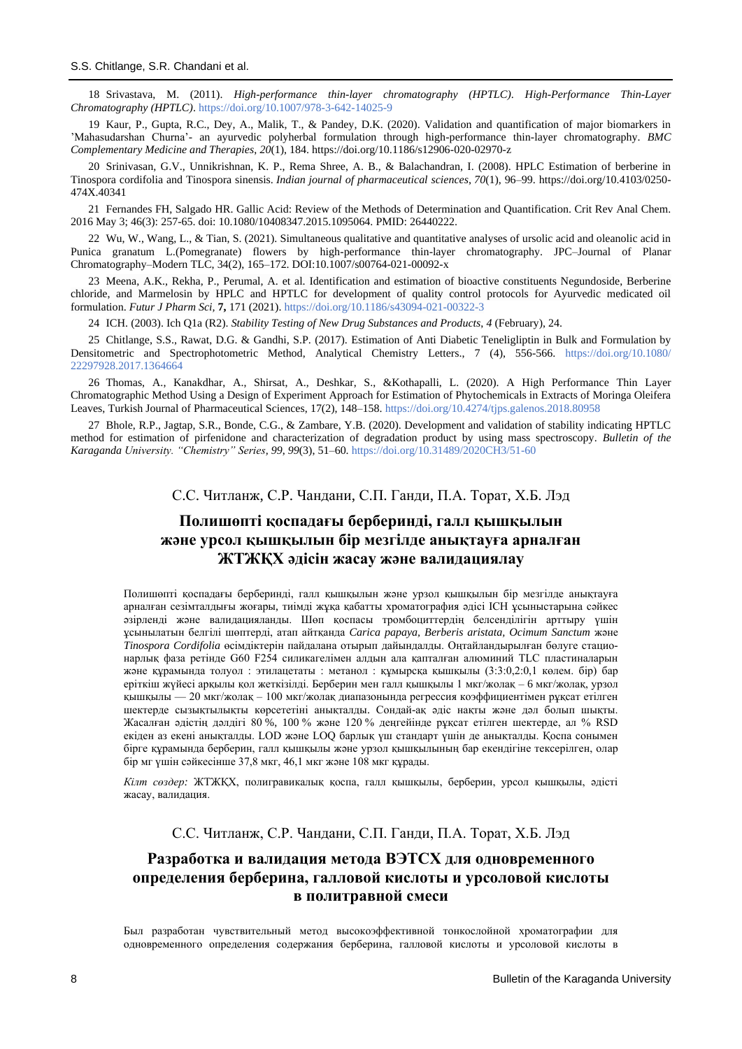18 Srivastava, M. (2011). *High-performance thin-layer chromatography (HPTLC). High-Performance Thin-Layer Chromatography (HPTLC)*. https://doi.org/10.1007/978-3-642-14025-9

19 Kaur, P., Gupta, R.C., Dey, A., Malik, T., & Pandey, D.K. (2020). Validation and quantification of major biomarkers in 'Mahasudarshan Churna'- an ayurvedic polyherbal formulation through high-performance thin-layer chromatography. *BMC Complementary Medicine and Therapies*, *20*(1), 184. https://doi.org/10.1186/s12906-020-02970-z

20 Srinivasan, G.V., Unnikrishnan, K. P., Rema Shree, A. B., & Balachandran, I. (2008). HPLC Estimation of berberine in Tinospora cordifolia and Tinospora sinensis. *Indian journal of pharmaceutical sciences*, *70*(1), 96–99. https://doi.org/10.4103/0250-474X.40341

21 Fernandes FH, Salgado HR. Gallic Acid: Review of the Methods of Determination and Quantification. Crit Rev Anal Chem. 2016 May 3; 46(3): 257-65. doi: 10.1080/10408347.2015.1095064. PMID: 26440222.

22 Wu, W., Wang, L., & Tian, S. (2021). Simultaneous qualitative and quantitative analyses of ursolic acid and oleanolic acid in Punica granatum L.(Pomegranate) flowers by high-performance thin-layer chromatography. JPC–Journal of Planar Chromatography–Modern TLC, 34(2), 165–172. DOI:10.1007/s00764-021-00092-x

23 Meena, A.K., Rekha, P., Perumal, A. et al. Identification and estimation of bioactive constituents Negundoside, Berberine chloride, and Marmelosin by HPLC and HPTLC for development of quality control protocols for Ayurvedic medicated oil formulation. *Futur J Pharm Sci,* **7,** 171 (2021). https://doi.org/10.1186/s43094-021-00322-3

24 ICH. (2003). Ich Q1a (R2). *Stability Testing of New Drug Substances and Products*, *4* (February), 24.

25 Chitlange, S.S., Rawat, D.G. & Gandhi, S.P. (2017). Estimation of Anti Diabetic Teneligliptin in Bulk and Formulation by Densitometric and Spectrophotometric Method, Analytical Chemistry Letters., 7 (4), 556-566. https://doi.org/10.1080/22297928.2017.1364664

26 Thomas, A., Kanakdhar, A., Shirsat, A., Deshkar, S., &Kothapalli, L. (2020). A High Performance Thin Layer Chromatographic Method Using a Design of Experiment Approach for Estimation of Phytochemicals in Extracts of Moringa Oleifera Leaves, Turkish Journal of Pharmaceutical Sciences, 17(2), 148–158. https://doi.org/10.4274/tjps.galenos.2018.80958

27 Bhole, R.P., Jagtap, S.R., Bonde, C.G., & Zambare, Y.B. (2020). Development and validation of stability indicating HPTLC method for estimation of pirfenidone and characterization of degradation product by using mass spectroscopy. *Bulletin of the Karaganda University. "Chemistry" Series*, *99*, *99*(3), 51–60. https://doi.org/10.31489/2020CH3/51-60

С.С. Читланж, С.Р. Чандани, С.П. Ганди, П.А. Торат, Х.Б. Лэд

## Полишөпті қоспадағы берберинді, галл қышқылын және урсол қышқылын бір мезгілде анықтауға арналған ЖТЖҚХ әдісін жасау және валидациялау

Полишөпті қоспадағы берберинді, галл қышқылын және урзол қышқылын бір мезгілде анықтауға арналған сезімталдығы жоғары, тиімді жұқа қабатты хроматография әдісі ICH ұсыныстарына сәйкес әзірленді және валидацияланды. Шөп қоспасы тромбоциттердің белсенділігін арттыру үшін ұсынылатын белгілі шөптерді, атап айтқанда *Carica papaya, Berberis aristata, Ocimum Sanctum* және *Tinospora Cordifolia* өсімдіктерін пайдалана отырып дайындалды. Оңтайландырылған бөлуге стационарлық фаза ретінде G60 F254 силикагелімен алдын ала қапталған алюминий TLC пластиналарын және құрамында толуол : этилацетаты : метанол : құмырсқа қышқылы (3:3:0,2:0,1 көлем. бір) бар еріткіш жүйесі арқылы қол жеткізілді. Берберин мен галл қышқылы 1 мкг/жолақ – 6 мкг/жолақ, урзол қышқылы — 20 мкг/жолақ – 100 мкг/жолақ диапазонында регрессия коэффициентімен рұқсат етілген шектерде сызықтылықты көрсететіні анықталды. Сондай-ақ әдіс нақты және дәл болып шықты. Жасалған әдістің дәлдігі 80 %, 100 % және 120 % деңгейінде рұқсат етілген шектерде, ал % RSD екіден аз екені анықталды. LOD және LOQ барлық үш стандарт үшін де анықталды. Қоспа сонымен бірге құрамында берберин, галл қышқылы және урзол қышқылының бар екендігіне тексерілген, олар бір мг үшін сәйкесінше 37,8 мкг, 46,1 мкг және 108 мкг құрады.

*Кілт сөздер:* ЖТЖҚХ, полигравикалық қоспа, галл қышқылы, берберин, урсол қышқылы, әдісті жасау, валидация.

С.С. Читланж, С.Р. Чандани, С.П. Ганди, П.А. Торат, Х.Б. Лэд

## Разработка и валидация метода ВЭТСХ для одновременного определения берберина, галловой кислоты и урсоловой кислоты в политравной смеси

Был разработан чувствительный метод высокоэффективной тонкослойной хроматографии для одновременного определения содержания берберина, галловой кислоты и урсоловой кислоты в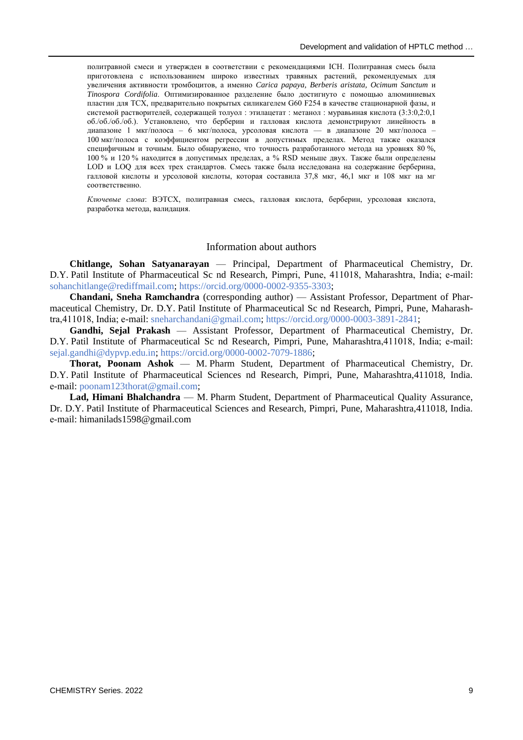политравной смеси и утвержден в соответствии с рекомендациями ICH. Политравная смесь была приготовлена с использованием широко известных травяных растений, рекомендуемых для увеличения активности тромбоцитов, а именно *Carica papaya, Berberis aristata, Ocimum Sanctum* и *Tinospora Cordifolia*. Оптимизированное разделение было достигнуто с помощью алюминиевых пластин для ТСХ, предварительно покрытых силикагелем G60 F254 в качестве стационарной фазы, и системой растворителей, содержащей толуол : этилацетат : метанол : муравьиная кислота (3:3:0,2:0,1 об./об./об./об.). Установлено, что берберин и галловая кислота демонстрируют линейность в диапазоне 1 мкг/полоса – 6 мкг/полоса, урсоловая кислота — в диапазоне 20 мкг/полоса – 100 мкг/полоса с коэффициентом регрессии в допустимых пределах. Метод также оказался специфичным и точным. Было обнаружено, что точность разработанного метода на уровнях 80 %, 100 % и 120 % находится в допустимых пределах, а % RSD меньше двух. Также были определены LOD и LOQ для всех трех стандартов. Смесь также была исследована на содержание берберина, галловой кислоты и урсоловой кислоты, которая составила 37,8 мкг, 46,1 мкг и 108 мкг на мг соответственно.

*Ключевые слова*: ВЭТСХ, политравная смесь, галловая кислота, берберин, урсоловая кислота, разработка метода, валидация.

## Information about authors

**Chitlange, Sohan Satyanarayan** — Principal, Department of Pharmaceutical Chemistry, Dr. D.Y. Patil Institute of Pharmaceutical Sc nd Research, Pimpri, Pune, 411018, Maharashtra, India; e-mail: sohanchitlange@rediffmail.com; https://orcid.org/0000-0002-9355-3303;

**Chandani, Sneha Ramchandra** (corresponding author) — Assistant Professor, Department of Pharmaceutical Chemistry, Dr. D.Y. Patil Institute of Pharmaceutical Sc nd Research, Pimpri, Pune, Maharashtra,411018, India; e-mail: sneharchandani@gmail.com; https://orcid.org/0000-0003-3891-2841;

**Gandhi, Sejal Prakash** — Assistant Professor, Department of Pharmaceutical Chemistry, Dr. D.Y. Patil Institute of Pharmaceutical Sc nd Research, Pimpri, Pune, Maharashtra,411018, India; e-mail: sejal.gandhi@dypvp.edu.in; https://orcid.org/0000-0002-7079-1886;

**Thorat, Poonam Ashok** — M. Pharm Student, Department of Pharmaceutical Chemistry, Dr. D.Y. Patil Institute of Pharmaceutical Sciences nd Research, Pimpri, Pune, Maharashtra,411018, India. e-mail: poonam123thorat@gmail.com;

**Lad, Himani Bhalchandra** — M. Pharm Student, Department of Pharmaceutical Quality Assurance, Dr. D.Y. Patil Institute of Pharmaceutical Sciences and Research, Pimpri, Pune, Maharashtra,411018, India. e-mail: himanilads1598@gmail.com